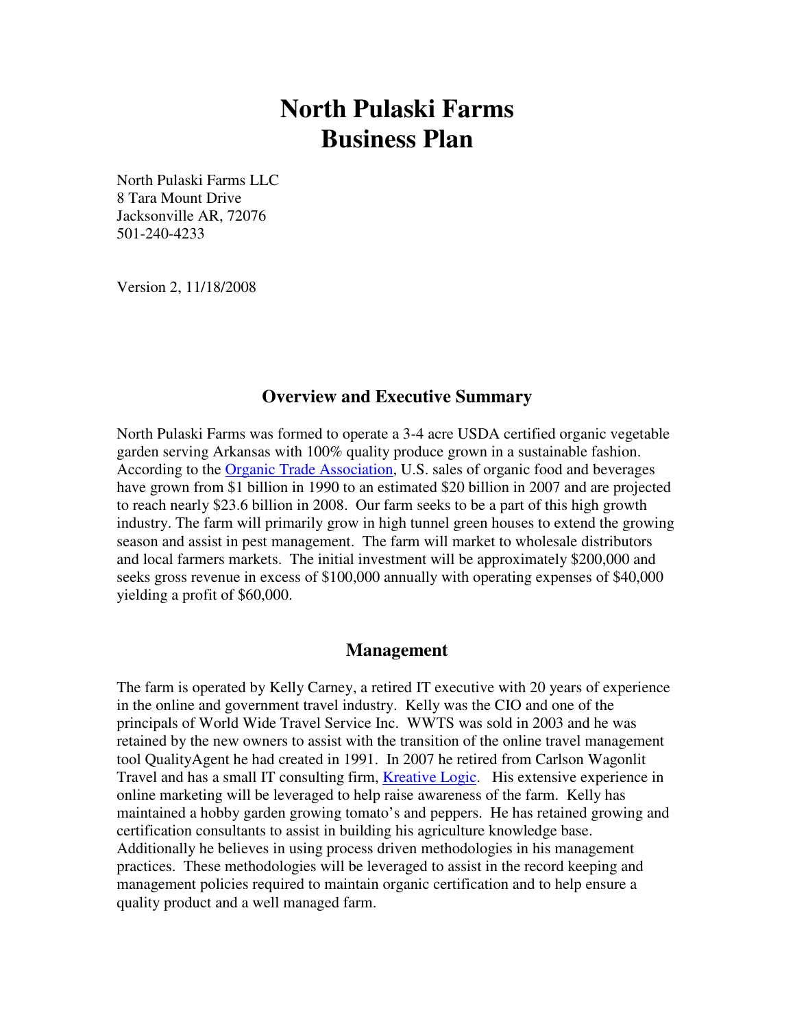# North Pulaski Farms Business Plan

North Pulaski Farms LLC
8 Tara Mount Drive
Jacksonville AR, 72076
501-240-4233

Version 2, 11/18/2008

## Overview and Executive Summary

North Pulaski Farms was formed to operate a 3-4 acre USDA certified organic vegetable garden serving Arkansas with 100% quality produce grown in a sustainable fashion. According to the Organic Trade Association, U.S. sales of organic food and beverages have grown from $1 billion in 1990 to an estimated $20 billion in 2007 and are projected to reach nearly $23.6 billion in 2008. Our farm seeks to be a part of this high growth industry. The farm will primarily grow in high tunnel green houses to extend the growing season and assist in pest management. The farm will market to wholesale distributors and local farmers markets. The initial investment will be approximately $200,000 and seeks gross revenue in excess of $100,000 annually with operating expenses of $40,000 yielding a profit of $60,000.

## Management

The farm is operated by Kelly Carney, a retired IT executive with 20 years of experience in the online and government travel industry. Kelly was the CIO and one of the principals of World Wide Travel Service Inc. WWTS was sold in 2003 and he was retained by the new owners to assist with the transition of the online travel management tool QualityAgent he had created in 1991. In 2007 he retired from Carlson Wagonlit Travel and has a small IT consulting firm, Kreative Logic. His extensive experience in online marketing will be leveraged to help raise awareness of the farm. Kelly has maintained a hobby garden growing tomato's and peppers. He has retained growing and certification consultants to assist in building his agriculture knowledge base. Additionally he believes in using process driven methodologies in his management practices. These methodologies will be leveraged to assist in the record keeping and management policies required to maintain organic certification and to help ensure a quality product and a well managed farm.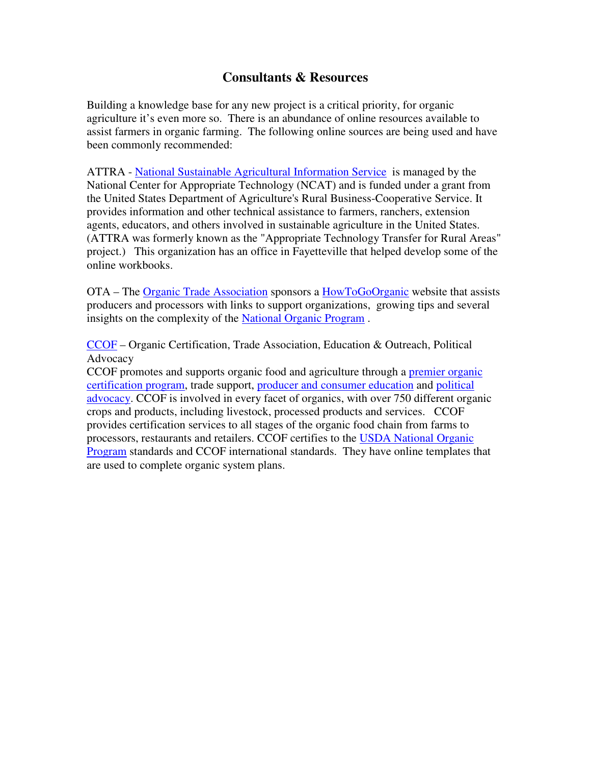## Consultants & Resources

Building a knowledge base for any new project is a critical priority, for organic agriculture it's even more so. There is an abundance of online resources available to assist farmers in organic farming. The following online sources are being used and have been commonly recommended:

ATTRA - National Sustainable Agricultural Information Service is managed by the National Center for Appropriate Technology (NCAT) and is funded under a grant from the United States Department of Agriculture's Rural Business-Cooperative Service. It provides information and other technical assistance to farmers, ranchers, extension agents, educators, and others involved in sustainable agriculture in the United States. (ATTRA was formerly known as the "Appropriate Technology Transfer for Rural Areas" project.) This organization has an office in Fayetteville that helped develop some of the online workbooks.

OTA – The Organic Trade Association sponsors a HowToGoOrganic website that assists producers and processors with links to support organizations, growing tips and several insights on the complexity of the National Organic Program .

CCOF – Organic Certification, Trade Association, Education & Outreach, Political Advocacy

CCOF promotes and supports organic food and agriculture through a premier organic certification program, trade support, producer and consumer education and political advocacy. CCOF is involved in every facet of organics, with over 750 different organic crops and products, including livestock, processed products and services. CCOF provides certification services to all stages of the organic food chain from farms to processors, restaurants and retailers. CCOF certifies to the USDA National Organic Program standards and CCOF international standards. They have online templates that are used to complete organic system plans.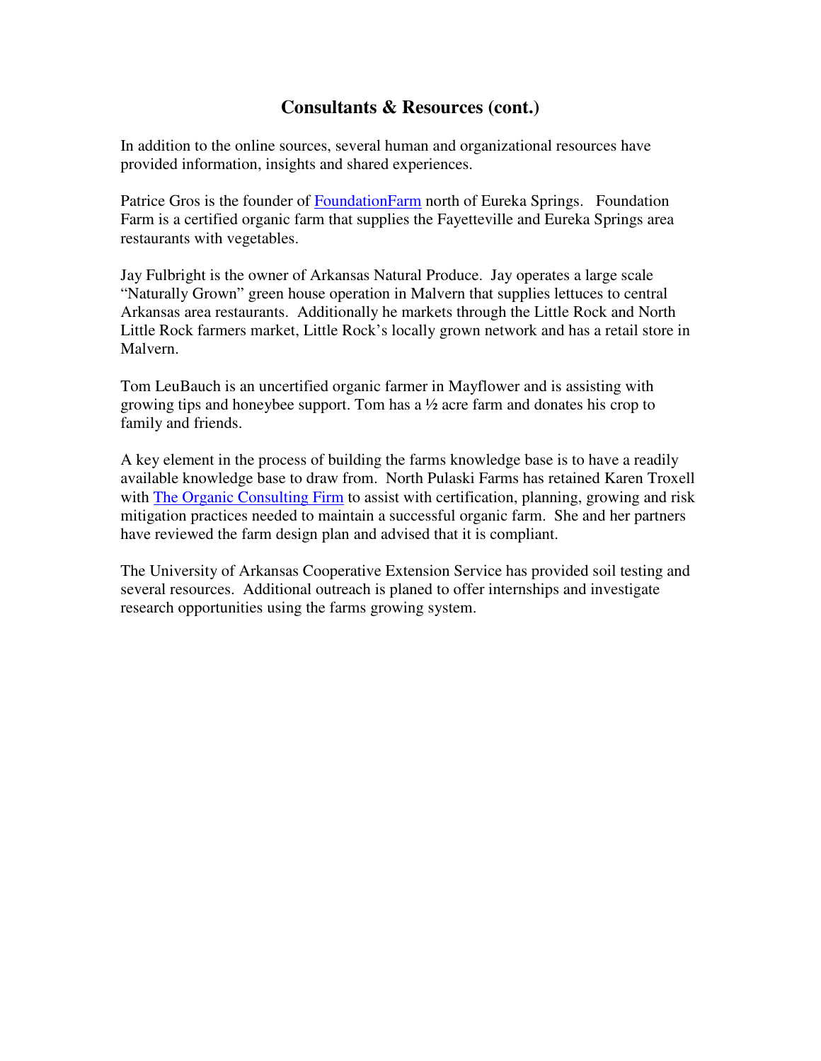## Consultants & Resources (cont.)

In addition to the online sources, several human and organizational resources have provided information, insights and shared experiences.

Patrice Gros is the founder of [FoundationFarm] north of Eureka Springs. Foundation Farm is a certified organic farm that supplies the Fayetteville and Eureka Springs area restaurants with vegetables.

Jay Fulbright is the owner of Arkansas Natural Produce. Jay operates a large scale "Naturally Grown" green house operation in Malvern that supplies lettuces to central Arkansas area restaurants. Additionally he markets through the Little Rock and North Little Rock farmers market, Little Rock's locally grown network and has a retail store in Malvern.

Tom LeuBauch is an uncertified organic farmer in Mayflower and is assisting with growing tips and honeybee support. Tom has a ½ acre farm and donates his crop to family and friends.

A key element in the process of building the farms knowledge base is to have a readily available knowledge base to draw from. North Pulaski Farms has retained Karen Troxell with [The Organic Consulting Firm] to assist with certification, planning, growing and risk mitigation practices needed to maintain a successful organic farm. She and her partners have reviewed the farm design plan and advised that it is compliant.

The University of Arkansas Cooperative Extension Service has provided soil testing and several resources. Additional outreach is planed to offer internships and investigate research opportunities using the farms growing system.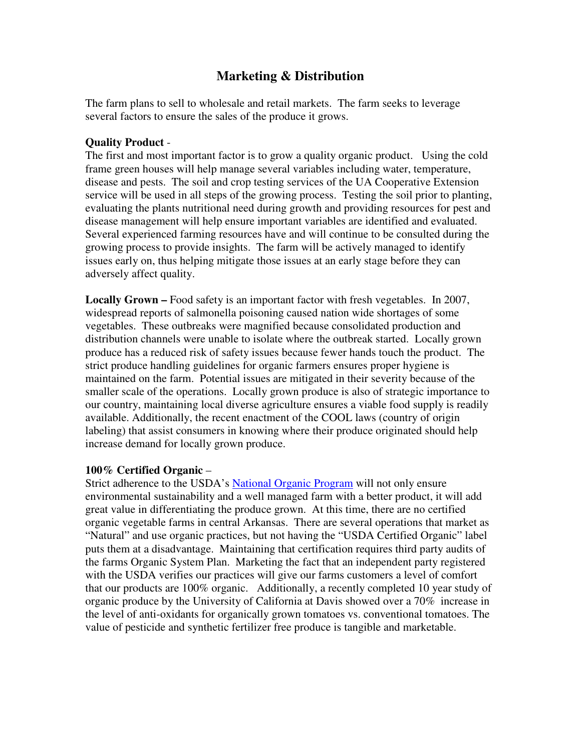# Marketing & Distribution

The farm plans to sell to wholesale and retail markets. The farm seeks to leverage several factors to ensure the sales of the produce it grows.

**Quality Product** -
The first and most important factor is to grow a quality organic product. Using the cold frame green houses will help manage several variables including water, temperature, disease and pests. The soil and crop testing services of the UA Cooperative Extension service will be used in all steps of the growing process. Testing the soil prior to planting, evaluating the plants nutritional need during growth and providing resources for pest and disease management will help ensure important variables are identified and evaluated. Several experienced farming resources have and will continue to be consulted during the growing process to provide insights. The farm will be actively managed to identify issues early on, thus helping mitigate those issues at an early stage before they can adversely affect quality.

**Locally Grown –** Food safety is an important factor with fresh vegetables. In 2007, widespread reports of salmonella poisoning caused nation wide shortages of some vegetables. These outbreaks were magnified because consolidated production and distribution channels were unable to isolate where the outbreak started. Locally grown produce has a reduced risk of safety issues because fewer hands touch the product. The strict produce handling guidelines for organic farmers ensures proper hygiene is maintained on the farm. Potential issues are mitigated in their severity because of the smaller scale of the operations. Locally grown produce is also of strategic importance to our country, maintaining local diverse agriculture ensures a viable food supply is readily available. Additionally, the recent enactment of the COOL laws (country of origin labeling) that assist consumers in knowing where their produce originated should help increase demand for locally grown produce.

**100% Certified Organic** –
Strict adherence to the USDA's National Organic Program will not only ensure environmental sustainability and a well managed farm with a better product, it will add great value in differentiating the produce grown. At this time, there are no certified organic vegetable farms in central Arkansas. There are several operations that market as "Natural" and use organic practices, but not having the "USDA Certified Organic" label puts them at a disadvantage. Maintaining that certification requires third party audits of the farms Organic System Plan. Marketing the fact that an independent party registered with the USDA verifies our practices will give our farms customers a level of comfort that our products are 100% organic. Additionally, a recently completed 10 year study of organic produce by the University of California at Davis showed over a 70% increase in the level of anti-oxidants for organically grown tomatoes vs. conventional tomatoes. The value of pesticide and synthetic fertilizer free produce is tangible and marketable.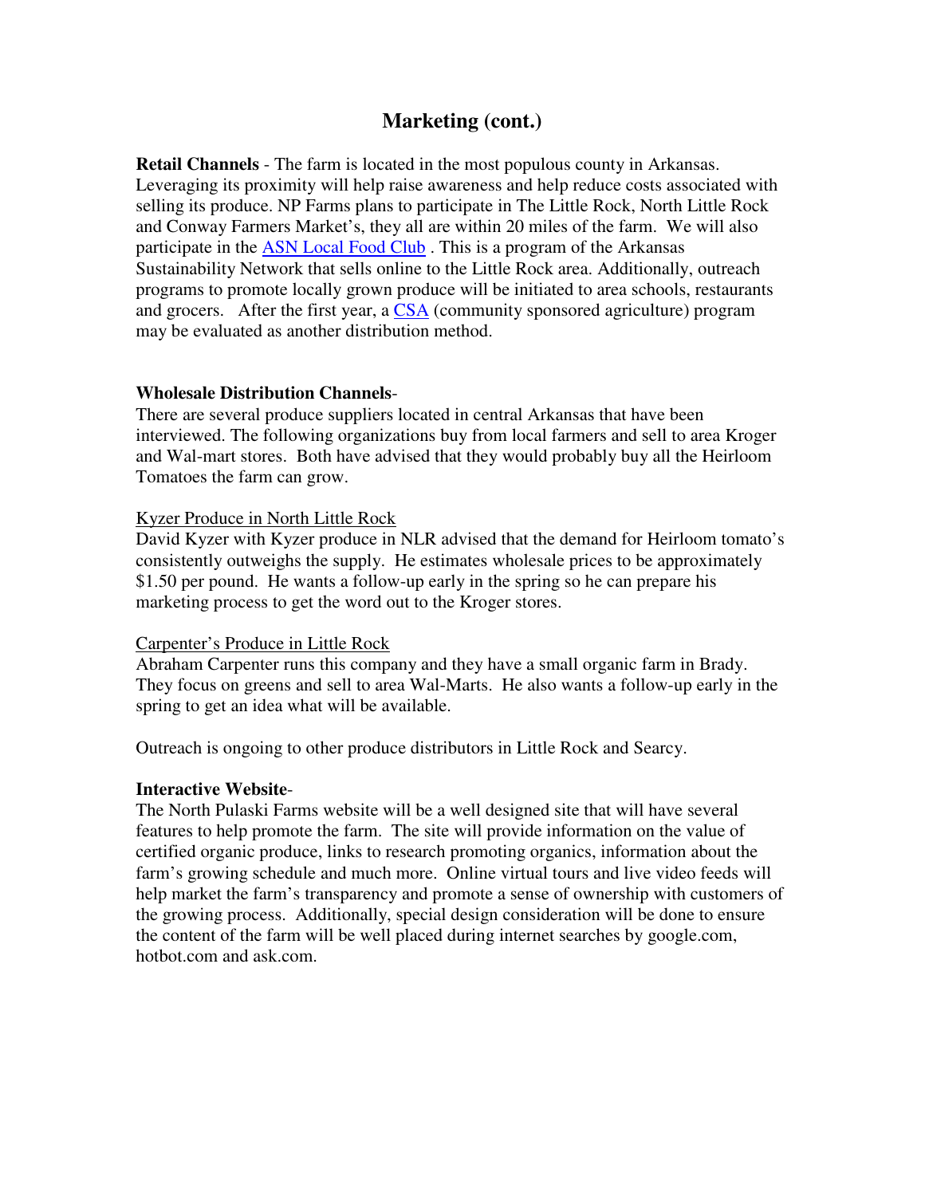## Marketing (cont.)

**Retail Channels** - The farm is located in the most populous county in Arkansas. Leveraging its proximity will help raise awareness and help reduce costs associated with selling its produce. NP Farms plans to participate in The Little Rock, North Little Rock and Conway Farmers Market's, they all are within 20 miles of the farm. We will also participate in the ASN Local Food Club . This is a program of the Arkansas Sustainability Network that sells online to the Little Rock area. Additionally, outreach programs to promote locally grown produce will be initiated to area schools, restaurants and grocers. After the first year, a CSA (community sponsored agriculture) program may be evaluated as another distribution method.

**Wholesale Distribution Channels**-

There are several produce suppliers located in central Arkansas that have been interviewed. The following organizations buy from local farmers and sell to area Kroger and Wal-mart stores. Both have advised that they would probably buy all the Heirloom Tomatoes the farm can grow.

Kyzer Produce in North Little Rock

David Kyzer with Kyzer produce in NLR advised that the demand for Heirloom tomato's consistently outweighs the supply. He estimates wholesale prices to be approximately $1.50 per pound. He wants a follow-up early in the spring so he can prepare his marketing process to get the word out to the Kroger stores.

Carpenter's Produce in Little Rock

Abraham Carpenter runs this company and they have a small organic farm in Brady. They focus on greens and sell to area Wal-Marts. He also wants a follow-up early in the spring to get an idea what will be available.

Outreach is ongoing to other produce distributors in Little Rock and Searcy.

**Interactive Website**-

The North Pulaski Farms website will be a well designed site that will have several features to help promote the farm. The site will provide information on the value of certified organic produce, links to research promoting organics, information about the farm's growing schedule and much more. Online virtual tours and live video feeds will help market the farm's transparency and promote a sense of ownership with customers of the growing process. Additionally, special design consideration will be done to ensure the content of the farm will be well placed during internet searches by google.com, hotbot.com and ask.com.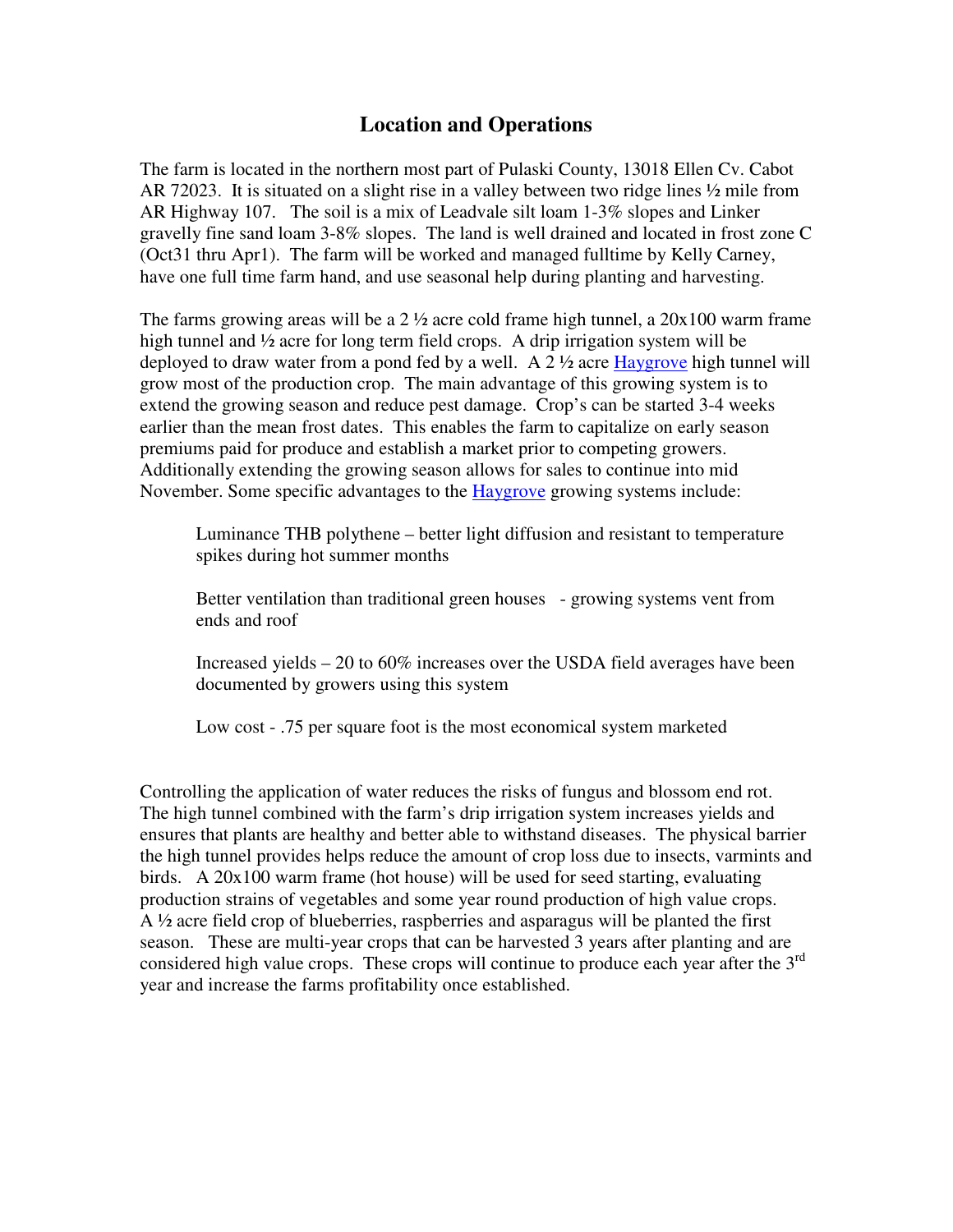## Location and Operations

The farm is located in the northern most part of Pulaski County, 13018 Ellen Cv. Cabot AR 72023. It is situated on a slight rise in a valley between two ridge lines ½ mile from AR Highway 107. The soil is a mix of Leadvale silt loam 1-3% slopes and Linker gravelly fine sand loam 3-8% slopes. The land is well drained and located in frost zone C (Oct31 thru Apr1). The farm will be worked and managed fulltime by Kelly Carney, have one full time farm hand, and use seasonal help during planting and harvesting.

The farms growing areas will be a 2 ½ acre cold frame high tunnel, a 20x100 warm frame high tunnel and ½ acre for long term field crops. A drip irrigation system will be deployed to draw water from a pond fed by a well. A 2 ½ acre Haygrove high tunnel will grow most of the production crop. The main advantage of this growing system is to extend the growing season and reduce pest damage. Crop's can be started 3-4 weeks earlier than the mean frost dates. This enables the farm to capitalize on early season premiums paid for produce and establish a market prior to competing growers. Additionally extending the growing season allows for sales to continue into mid November. Some specific advantages to the Haygrove growing systems include:

Luminance THB polythene – better light diffusion and resistant to temperature spikes during hot summer months

Better ventilation than traditional green houses - growing systems vent from ends and roof

Increased yields – 20 to 60% increases over the USDA field averages have been documented by growers using this system

Low cost - .75 per square foot is the most economical system marketed

Controlling the application of water reduces the risks of fungus and blossom end rot. The high tunnel combined with the farm's drip irrigation system increases yields and ensures that plants are healthy and better able to withstand diseases. The physical barrier the high tunnel provides helps reduce the amount of crop loss due to insects, varmints and birds. A 20x100 warm frame (hot house) will be used for seed starting, evaluating production strains of vegetables and some year round production of high value crops. A ½ acre field crop of blueberries, raspberries and asparagus will be planted the first season. These are multi-year crops that can be harvested 3 years after planting and are considered high value crops. These crops will continue to produce each year after the 3rd year and increase the farms profitability once established.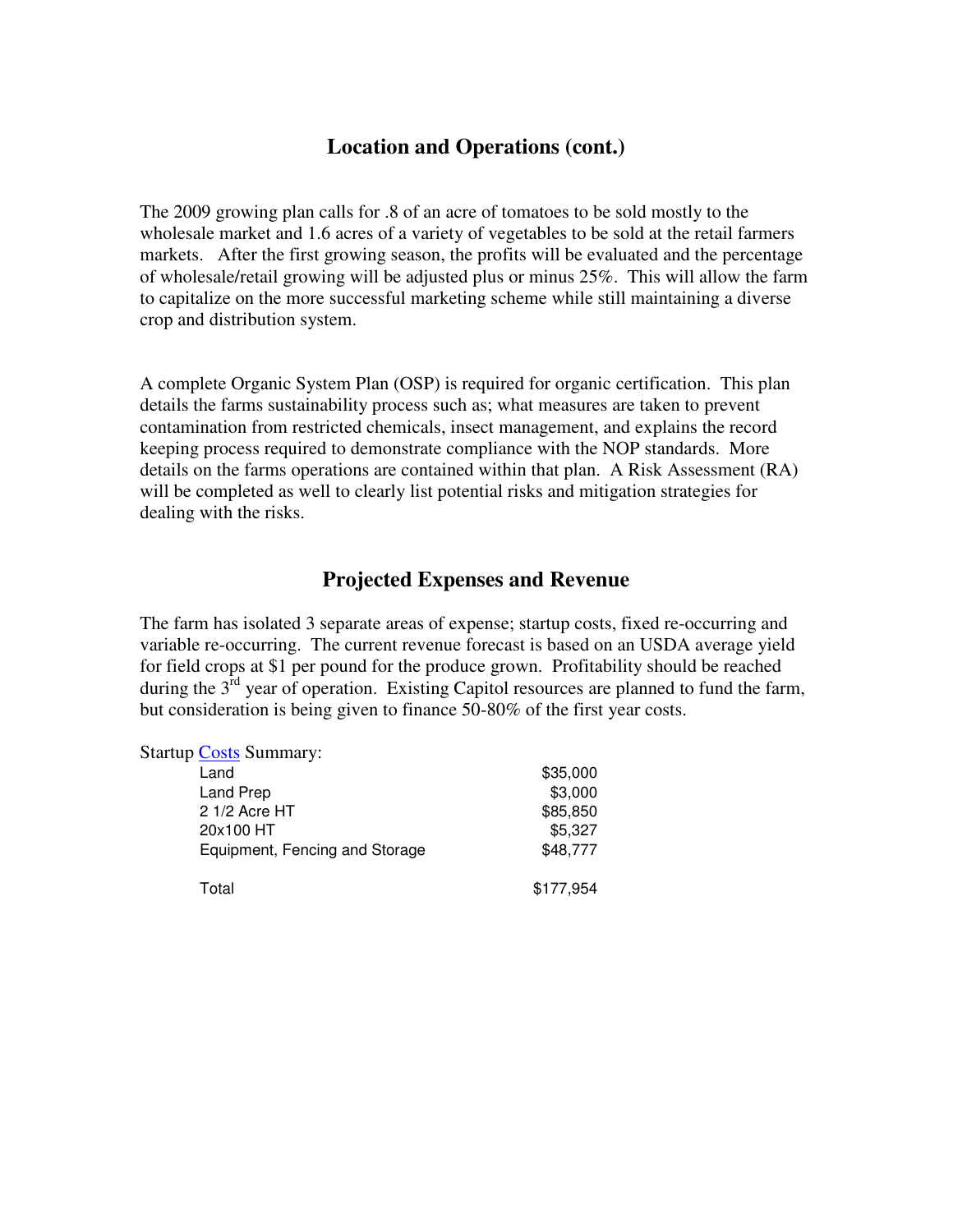## Location and Operations (cont.)

The 2009 growing plan calls for .8 of an acre of tomatoes to be sold mostly to the wholesale market and 1.6 acres of a variety of vegetables to be sold at the retail farmers markets. After the first growing season, the profits will be evaluated and the percentage of wholesale/retail growing will be adjusted plus or minus 25%. This will allow the farm to capitalize on the more successful marketing scheme while still maintaining a diverse crop and distribution system.

A complete Organic System Plan (OSP) is required for organic certification. This plan details the farms sustainability process such as; what measures are taken to prevent contamination from restricted chemicals, insect management, and explains the record keeping process required to demonstrate compliance with the NOP standards. More details on the farms operations are contained within that plan. A Risk Assessment (RA) will be completed as well to clearly list potential risks and mitigation strategies for dealing with the risks.

## Projected Expenses and Revenue

The farm has isolated 3 separate areas of expense; startup costs, fixed re-occurring and variable re-occurring. The current revenue forecast is based on an USDA average yield for field crops at $1 per pound for the produce grown. Profitability should be reached during the 3rd year of operation. Existing Capitol resources are planned to fund the farm, but consideration is being given to finance 50-80% of the first year costs.

Startup Costs Summary:

| Item | Cost |
|---|---|
| Land | $35,000 |
| Land Prep | $3,000 |
| 2 1/2 Acre HT | $85,850 |
| 20x100 HT | $5,327 |
| Equipment, Fencing and Storage | $48,777 |
| Total | $177,954 |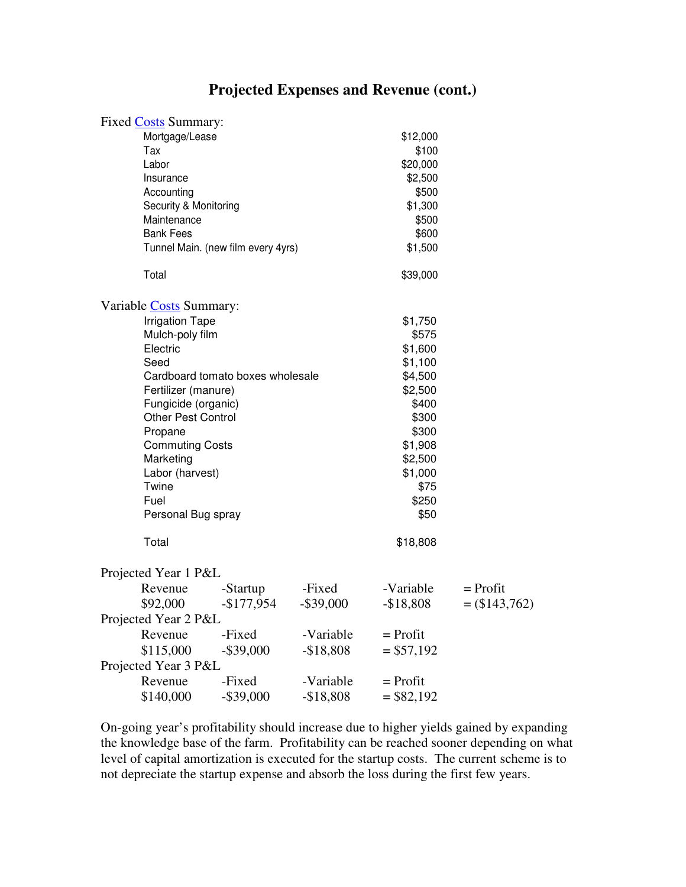# Projected Expenses and Revenue (cont.)

Fixed Costs Summary:

| Item | Amount |
|---|---|
| Mortgage/Lease | $12,000 |
| Tax | $100 |
| Labor | $20,000 |
| Insurance | $2,500 |
| Accounting | $500 |
| Security & Monitoring | $1,300 |
| Maintenance | $500 |
| Bank Fees | $600 |
| Tunnel Main. (new film every 4yrs) | $1,500 |
| Total | $39,000 |

Variable Costs Summary:

| Item | Amount |
|---|---|
| Irrigation Tape | $1,750 |
| Mulch-poly film | $575 |
| Electric | $1,600 |
| Seed | $1,100 |
| Cardboard tomato boxes wholesale | $4,500 |
| Fertilizer (manure) | $2,500 |
| Fungicide (organic) | $400 |
| Other Pest Control | $300 |
| Propane | $300 |
| Commuting Costs | $1,908 |
| Marketing | $2,500 |
| Labor (harvest) | $1,000 |
| Twine | $75 |
| Fuel | $250 |
| Personal Bug spray | $50 |
| Total | $18,808 |

Projected Year 1 P&L

| Revenue | -Startup | -Fixed | -Variable | = Profit |
|---|---|---|---|---|
| $92,000 | -$177,954 | -$39,000 | -$18,808 | = ($143,762) |

Projected Year 2 P&L

| Revenue | -Fixed | -Variable | = Profit |
|---|---|---|---|
| $115,000 | -$39,000 | -$18,808 | = $57,192 |

Projected Year 3 P&L

| Revenue | -Fixed | -Variable | = Profit |
|---|---|---|---|
| $140,000 | -$39,000 | -$18,808 | = $82,192 |

On-going year's profitability should increase due to higher yields gained by expanding the knowledge base of the farm. Profitability can be reached sooner depending on what level of capital amortization is executed for the startup costs. The current scheme is to not depreciate the startup expense and absorb the loss during the first few years.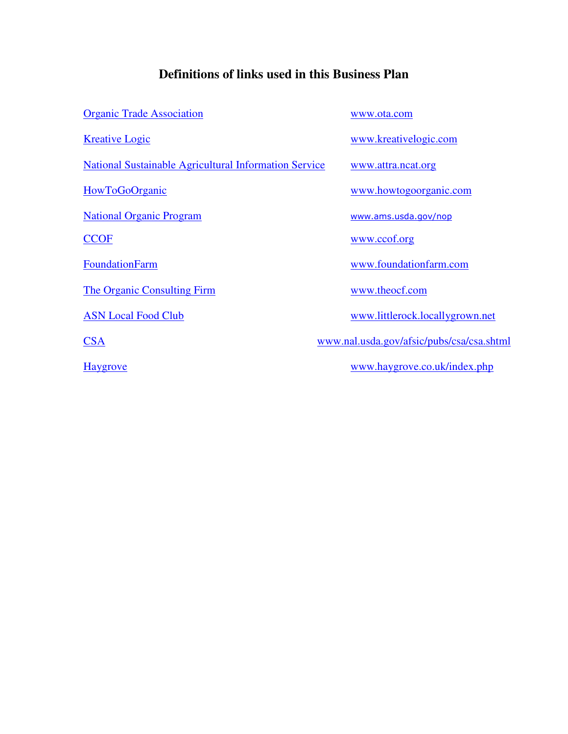# Definitions of links used in this Business Plan

| | |
|---|---|
| Organic Trade Association | www.ota.com |
| Kreative Logic | www.kreativelogic.com |
| National Sustainable Agricultural Information Service | www.attra.ncat.org |
| HowToGoOrganic | www.howtogoorganic.com |
| National Organic Program | www.ams.usda.gov/nop |
| CCOF | www.ccof.org |
| FoundationFarm | www.foundationfarm.com |
| The Organic Consulting Firm | www.theocf.com |
| ASN Local Food Club | www.littlerock.locallygrown.net |
| CSA | www.nal.usda.gov/afsic/pubs/csa/csa.shtml |
| Haygrove | www.haygrove.co.uk/index.php |